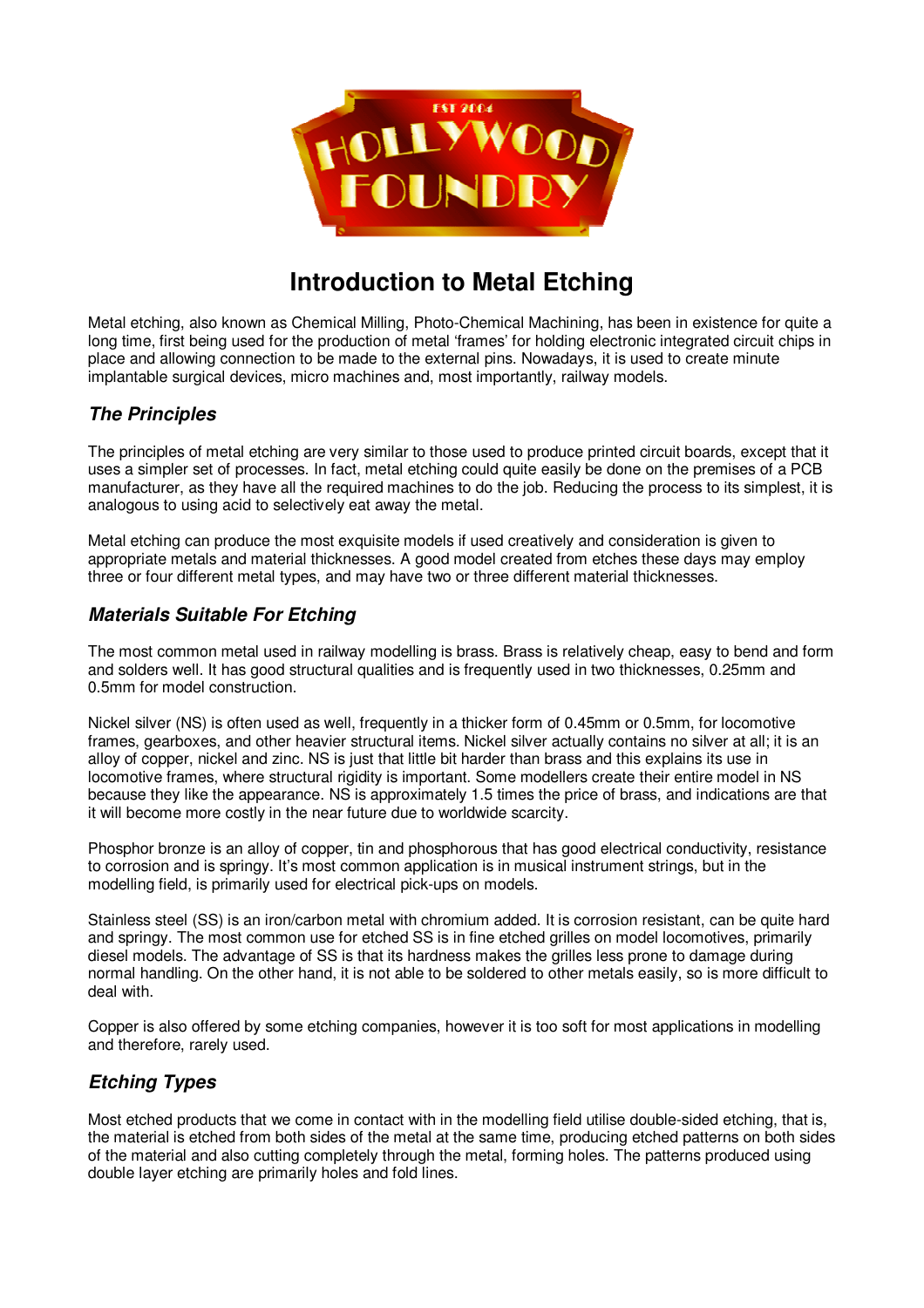# Introduction to Metal Etching

Metal etching, also known as Chemical Milling, Photo-Chemical Machining, has been in existence for quite a long time, first being used for the production of metal 'frames' for holding electronic integrated circuit chips in place and allowing connection to be made to the external pins. Nowadays, it is used to create minute implantable surgical devices, micro machines and, most importantly, railway models.

## *The Principles*

The principles of metal etching are very similar to those used to produce printed circuit boards, except that it uses a simpler set of processes. In fact, metal etching could quite easily be done on the premises of a PCB manufacturer, as they have all the required machines to do the job. Reducing the process to its simplest, it is analogous to using acid to selectively eat away the metal.

Metal etching can produce the most exquisite models if used creatively and consideration is given to appropriate metals and material thicknesses. A good model created from etches these days may employ three or four different metal types, and may have two or three different material thicknesses.

## *Materials Suitable For Etching*

The most common metal used in railway modelling is brass. Brass is relatively cheap, easy to bend and form and solders well. It has good structural qualities and is frequently used in two thicknesses, 0.25mm and 0.5mm for model construction.

Nickel silver (NS) is often used as well, frequently in a thicker form of 0.45mm or 0.5mm, for locomotive frames, gearboxes, and other heavier structural items. Nickel silver actually contains no silver at all; it is an alloy of copper, nickel and zinc. NS is just that little bit harder than brass and this explains its use in locomotive frames, where structural rigidity is important. Some modellers create their entire model in NS because they like the appearance. NS is approximately 1.5 times the price of brass, and indications are that it will become more costly in the near future due to worldwide scarcity.

Phosphor bronze is an alloy of copper, tin and phosphorous that has good electrical conductivity, resistance to corrosion and is springy. It's most common application is in musical instrument strings, but in the modelling field, is primarily used for electrical pick-ups on models.

Stainless steel (SS) is an iron/carbon metal with chromium added. It is corrosion resistant, can be quite hard and springy. The most common use for etched SS is in fine etched grilles on model locomotives, primarily diesel models. The advantage of SS is that its hardness makes the grilles less prone to damage during normal handling. On the other hand, it is not able to be soldered to other metals easily, so is more difficult to deal with.

Copper is also offered by some etching companies, however it is too soft for most applications in modelling and therefore, rarely used.

## *Etching Types*

Most etched products that we come in contact with in the modelling field utilise double-sided etching, that is, the material is etched from both sides of the metal at the same time, producing etched patterns on both sides of the material and also cutting completely through the metal, forming holes. The patterns produced using double layer etching are primarily holes and fold lines.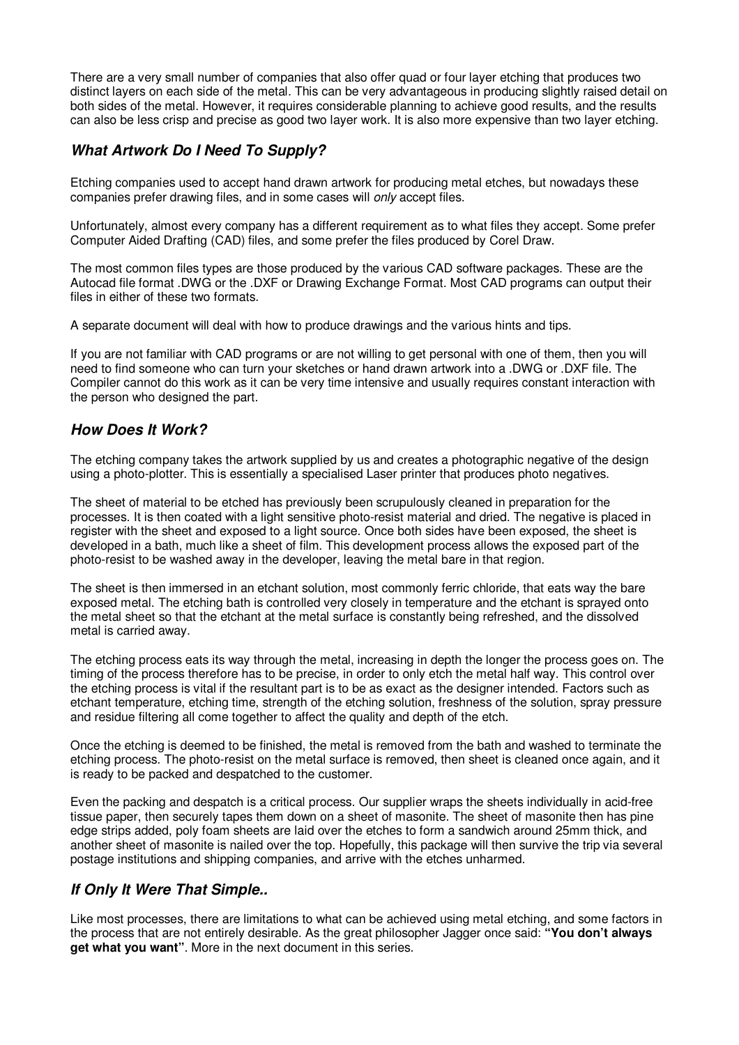There are a very small number of companies that also offer quad or four layer etching that produces two distinct layers on each side of the metal. This can be very advantageous in producing slightly raised detail on both sides of the metal. However, it requires considerable planning to achieve good results, and the results can also be less crisp and precise as good two layer work. It is also more expensive than two layer etching.

## ***What Artwork Do I Need To Supply?***

Etching companies used to accept hand drawn artwork for producing metal etches, but nowadays these companies prefer drawing files, and in some cases will *only* accept files.

Unfortunately, almost every company has a different requirement as to what files they accept. Some prefer Computer Aided Drafting (CAD) files, and some prefer the files produced by Corel Draw.

The most common files types are those produced by the various CAD software packages. These are the Autocad file format .DWG or the .DXF or Drawing Exchange Format. Most CAD programs can output their files in either of these two formats.

A separate document will deal with how to produce drawings and the various hints and tips.

If you are not familiar with CAD programs or are not willing to get personal with one of them, then you will need to find someone who can turn your sketches or hand drawn artwork into a .DWG or .DXF file. The Compiler cannot do this work as it can be very time intensive and usually requires constant interaction with the person who designed the part.

## ***How Does It Work?***

The etching company takes the artwork supplied by us and creates a photographic negative of the design using a photo-plotter. This is essentially a specialised Laser printer that produces photo negatives.

The sheet of material to be etched has previously been scrupulously cleaned in preparation for the processes. It is then coated with a light sensitive photo-resist material and dried. The negative is placed in register with the sheet and exposed to a light source. Once both sides have been exposed, the sheet is developed in a bath, much like a sheet of film. This development process allows the exposed part of the photo-resist to be washed away in the developer, leaving the metal bare in that region.

The sheet is then immersed in an etchant solution, most commonly ferric chloride, that eats way the bare exposed metal. The etching bath is controlled very closely in temperature and the etchant is sprayed onto the metal sheet so that the etchant at the metal surface is constantly being refreshed, and the dissolved metal is carried away.

The etching process eats its way through the metal, increasing in depth the longer the process goes on. The timing of the process therefore has to be precise, in order to only etch the metal half way. This control over the etching process is vital if the resultant part is to be as exact as the designer intended. Factors such as etchant temperature, etching time, strength of the etching solution, freshness of the solution, spray pressure and residue filtering all come together to affect the quality and depth of the etch.

Once the etching is deemed to be finished, the metal is removed from the bath and washed to terminate the etching process. The photo-resist on the metal surface is removed, then sheet is cleaned once again, and it is ready to be packed and despatched to the customer.

Even the packing and despatch is a critical process. Our supplier wraps the sheets individually in acid-free tissue paper, then securely tapes them down on a sheet of masonite. The sheet of masonite then has pine edge strips added, poly foam sheets are laid over the etches to form a sandwich around 25mm thick, and another sheet of masonite is nailed over the top. Hopefully, this package will then survive the trip via several postage institutions and shipping companies, and arrive with the etches unharmed.

## ***If Only It Were That Simple..***

Like most processes, there are limitations to what can be achieved using metal etching, and some factors in the process that are not entirely desirable. As the great philosopher Jagger once said: **"You don't always get what you want"**. More in the next document in this series.